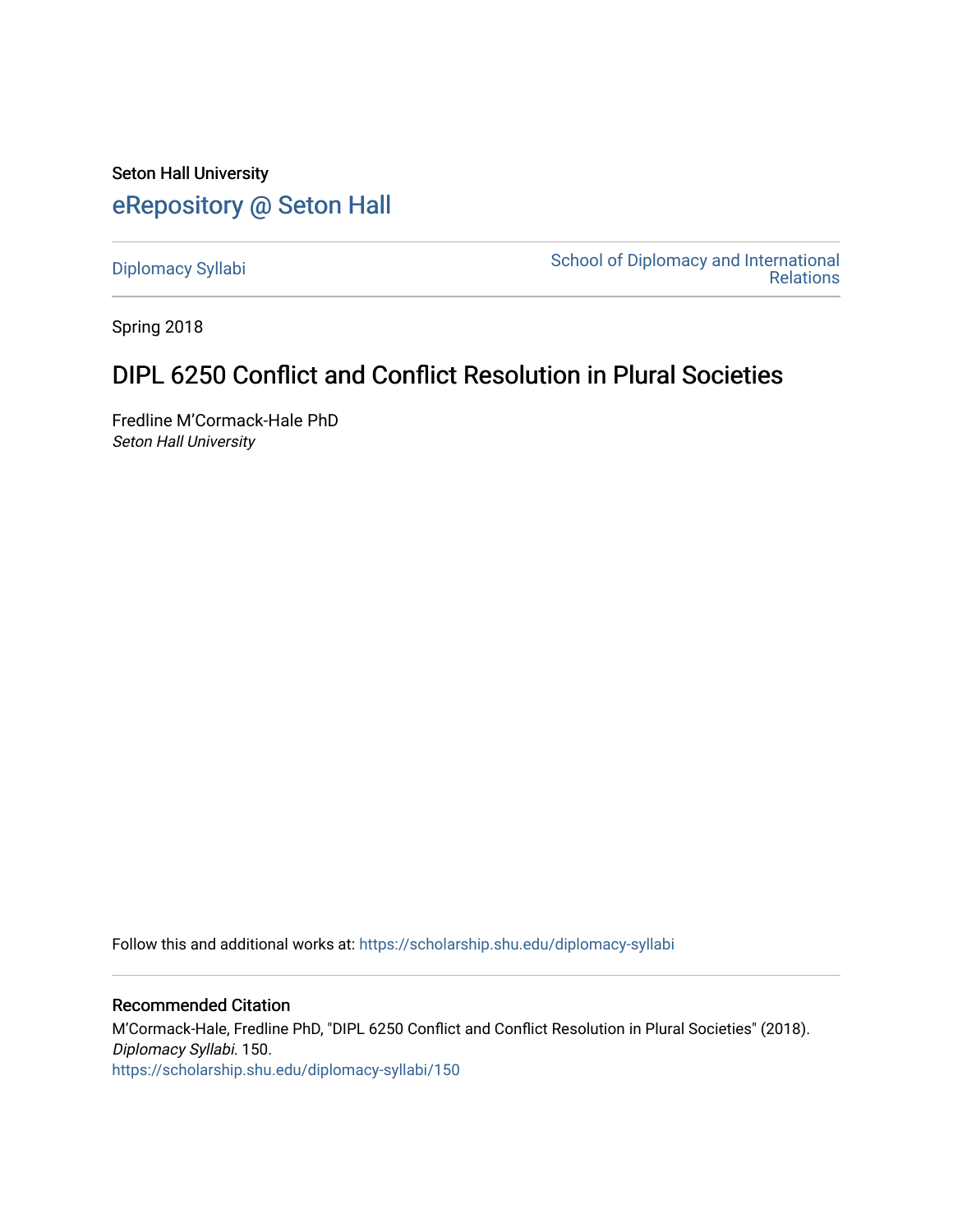Seton Hall University

# eRepository @ Seton Hall

Diplomacy Syllabi | School of Diplomacy and International Relations

Spring 2018

## DIPL 6250 Conflict and Conflict Resolution in Plural Societies

Fredline M'Cormack-Hale PhD
*Seton Hall University*

Follow this and additional works at: https://scholarship.shu.edu/diplomacy-syllabi

### Recommended Citation

M'Cormack-Hale, Fredline PhD, "DIPL 6250 Conflict and Conflict Resolution in Plural Societies" (2018). *Diplomacy Syllabi*. 150.
https://scholarship.shu.edu/diplomacy-syllabi/150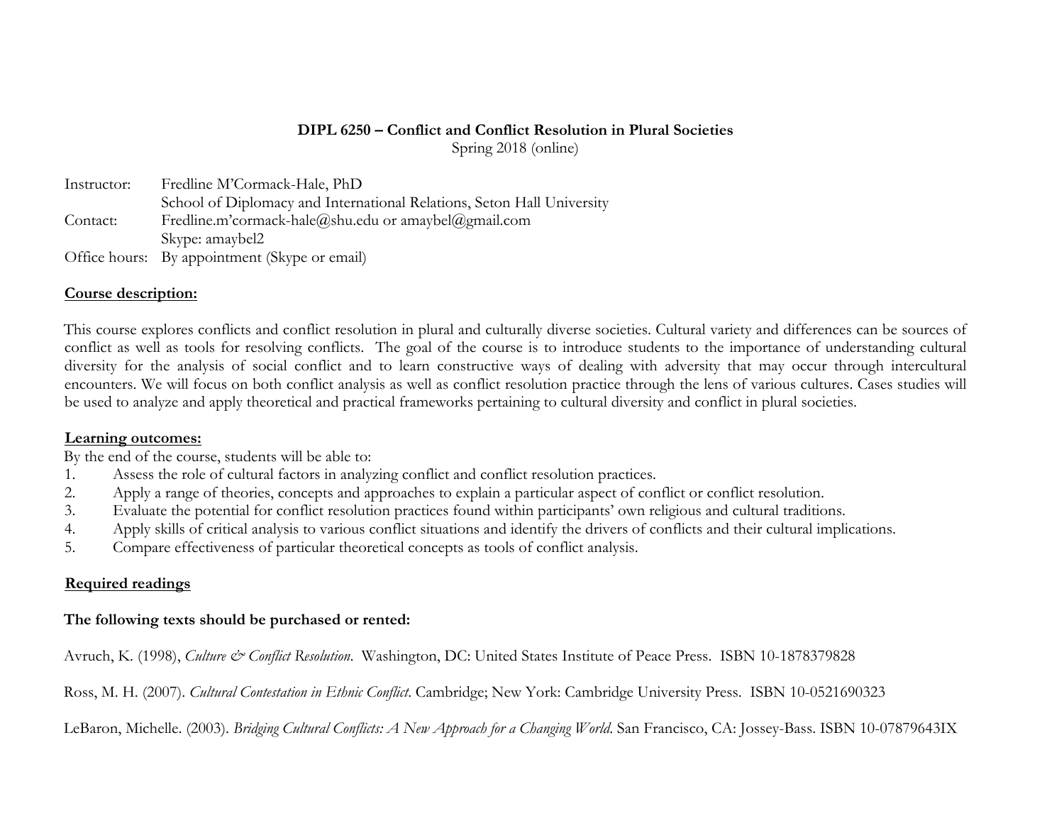**DIPL 6250 – Conflict and Conflict Resolution in Plural Societies**
Spring 2018 (online)

Instructor: Fredline M'Cormack-Hale, PhD
School of Diplomacy and International Relations, Seton Hall University
Contact: Fredline.m'cormack-hale@shu.edu or amaybel@gmail.com
Skype: amaybel2
Office hours: By appointment (Skype or email)

**Course description:**

This course explores conflicts and conflict resolution in plural and culturally diverse societies. Cultural variety and differences can be sources of conflict as well as tools for resolving conflicts. The goal of the course is to introduce students to the importance of understanding cultural diversity for the analysis of social conflict and to learn constructive ways of dealing with adversity that may occur through intercultural encounters. We will focus on both conflict analysis as well as conflict resolution practice through the lens of various cultures. Cases studies will be used to analyze and apply theoretical and practical frameworks pertaining to cultural diversity and conflict in plural societies.

**Learning outcomes:**

By the end of the course, students will be able to:

1. Assess the role of cultural factors in analyzing conflict and conflict resolution practices.
2. Apply a range of theories, concepts and approaches to explain a particular aspect of conflict or conflict resolution.
3. Evaluate the potential for conflict resolution practices found within participants' own religious and cultural traditions.
4. Apply skills of critical analysis to various conflict situations and identify the drivers of conflicts and their cultural implications.
5. Compare effectiveness of particular theoretical concepts as tools of conflict analysis.

**Required readings**

**The following texts should be purchased or rented:**

Avruch, K. (1998), *Culture & Conflict Resolution*. Washington, DC: United States Institute of Peace Press. ISBN 10-1878379828

Ross, M. H. (2007). *Cultural Contestation in Ethnic Conflict*. Cambridge; New York: Cambridge University Press. ISBN 10-0521690323

LeBaron, Michelle. (2003). *Bridging Cultural Conflicts: A New Approach for a Changing World*. San Francisco, CA: Jossey-Bass. ISBN 10-07879643IX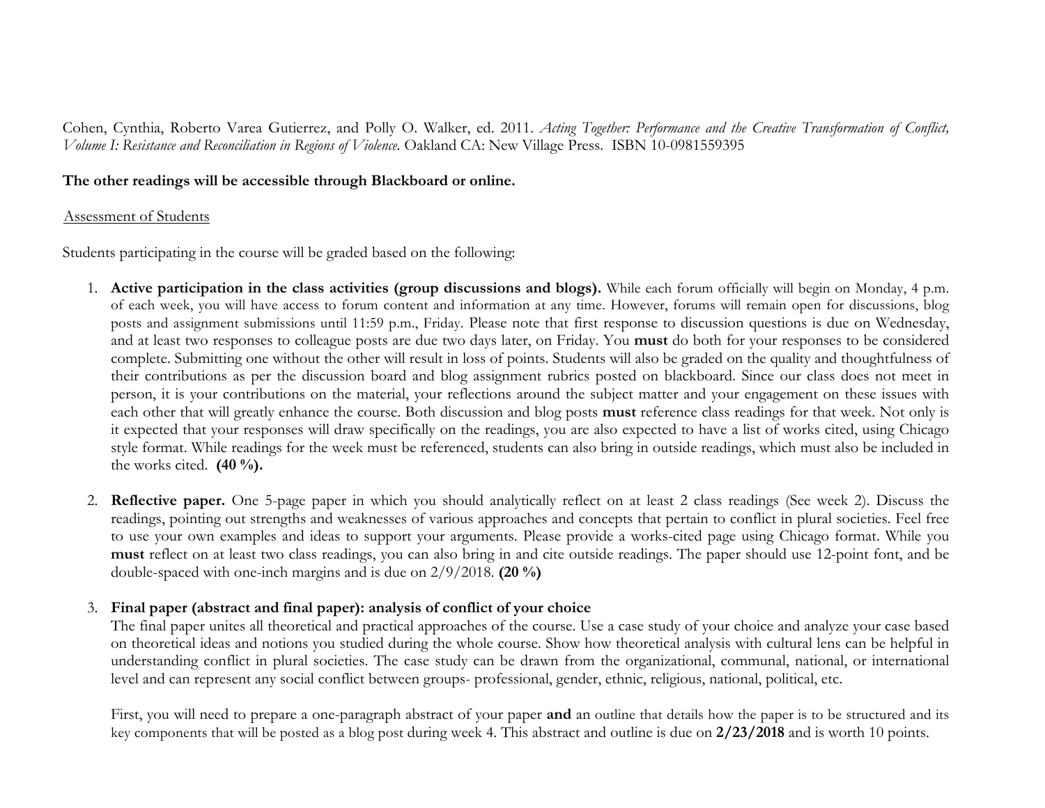Cohen, Cynthia, Roberto Varea Gutierrez, and Polly O. Walker, ed. 2011. *Acting Together: Performance and the Creative Transformation of Conflict, Volume I: Resistance and Reconciliation in Regions of Violence.* Oakland CA: New Village Press. ISBN 10-0981559395

**The other readings will be accessible through Blackboard or online.**

Assessment of Students

Students participating in the course will be graded based on the following:

1. **Active participation in the class activities (group discussions and blogs).** While each forum officially will begin on Monday, 4 p.m. of each week, you will have access to forum content and information at any time. However, forums will remain open for discussions, blog posts and assignment submissions until 11:59 p.m., Friday. Please note that first response to discussion questions is due on Wednesday, and at least two responses to colleague posts are due two days later, on Friday. You **must** do both for your responses to be considered complete. Submitting one without the other will result in loss of points. Students will also be graded on the quality and thoughtfulness of their contributions as per the discussion board and blog assignment rubrics posted on blackboard. Since our class does not meet in person, it is your contributions on the material, your reflections around the subject matter and your engagement on these issues with each other that will greatly enhance the course. Both discussion and blog posts **must** reference class readings for that week. Not only is it expected that your responses will draw specifically on the readings, you are also expected to have a list of works cited, using Chicago style format. While readings for the week must be referenced, students can also bring in outside readings, which must also be included in the works cited. **(40 %).**

2. **Reflective paper.** One 5-page paper in which you should analytically reflect on at least 2 class readings (See week 2). Discuss the readings, pointing out strengths and weaknesses of various approaches and concepts that pertain to conflict in plural societies. Feel free to use your own examples and ideas to support your arguments. Please provide a works-cited page using Chicago format. While you **must** reflect on at least two class readings, you can also bring in and cite outside readings. The paper should use 12-point font, and be double-spaced with one-inch margins and is due on 2/9/2018. **(20 %)**

3. **Final paper (abstract and final paper): analysis of conflict of your choice**
   The final paper unites all theoretical and practical approaches of the course. Use a case study of your choice and analyze your case based on theoretical ideas and notions you studied during the whole course. Show how theoretical analysis with cultural lens can be helpful in understanding conflict in plural societies. The case study can be drawn from the organizational, communal, national, or international level and can represent any social conflict between groups- professional, gender, ethnic, religious, national, political, etc.

   First, you will need to prepare a one-paragraph abstract of your paper **and** an outline that details how the paper is to be structured and its key components that will be posted as a blog post during week 4. This abstract and outline is due on **2/23/2018** and is worth 10 points.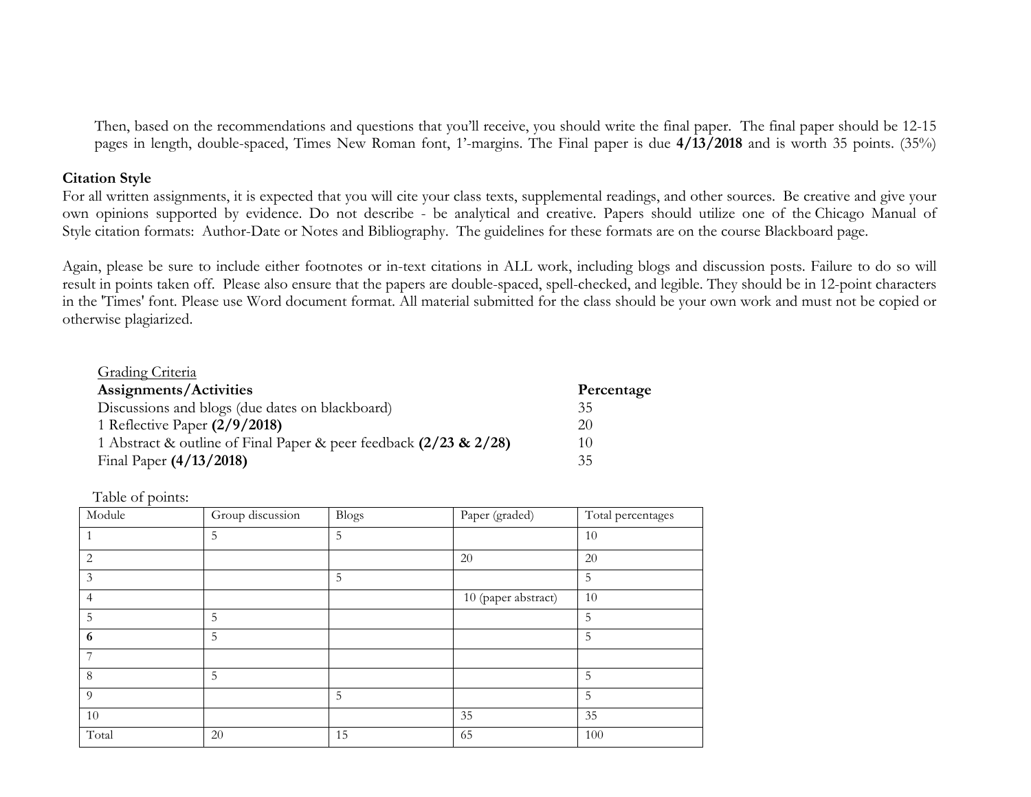Then, based on the recommendations and questions that you'll receive, you should write the final paper. The final paper should be 12-15 pages in length, double-spaced, Times New Roman font, 1'-margins. The Final paper is due **4/13/2018** and is worth 35 points. (35%)

**Citation Style**

For all written assignments, it is expected that you will cite your class texts, supplemental readings, and other sources. Be creative and give your own opinions supported by evidence. Do not describe - be analytical and creative. Papers should utilize one of the Chicago Manual of Style citation formats: Author-Date or Notes and Bibliography. The guidelines for these formats are on the course Blackboard page.

Again, please be sure to include either footnotes or in-text citations in ALL work, including blogs and discussion posts. Failure to do so will result in points taken off. Please also ensure that the papers are double-spaced, spell-checked, and legible. They should be in 12-point characters in the 'Times' font. Please use Word document format. All material submitted for the class should be your own work and must not be copied or otherwise plagiarized.

Grading Criteria

| **Assignments/Activities** | **Percentage** |
|---|---|
| Discussions and blogs (due dates on blackboard) | 35 |
| 1 Reflective Paper **(2/9/2018)** | 20 |
| 1 Abstract & outline of Final Paper & peer feedback **(2/23 & 2/28)** | 10 |
| Final Paper **(4/13/2018)** | 35 |

Table of points:

| Module | Group discussion | Blogs | Paper (graded) | Total percentages |
|---|---|---|---|---|
| 1 | 5 | 5 | | 10 |
| 2 | | | 20 | 20 |
| 3 | | 5 | | 5 |
| 4 | | | 10 (paper abstract) | 10 |
| 5 | 5 | | | 5 |
| **6** | 5 | | | 5 |
| 7 | | | | |
| 8 | 5 | | | 5 |
| 9 | | 5 | | 5 |
| 10 | | | 35 | 35 |
| Total | 20 | 15 | 65 | 100 |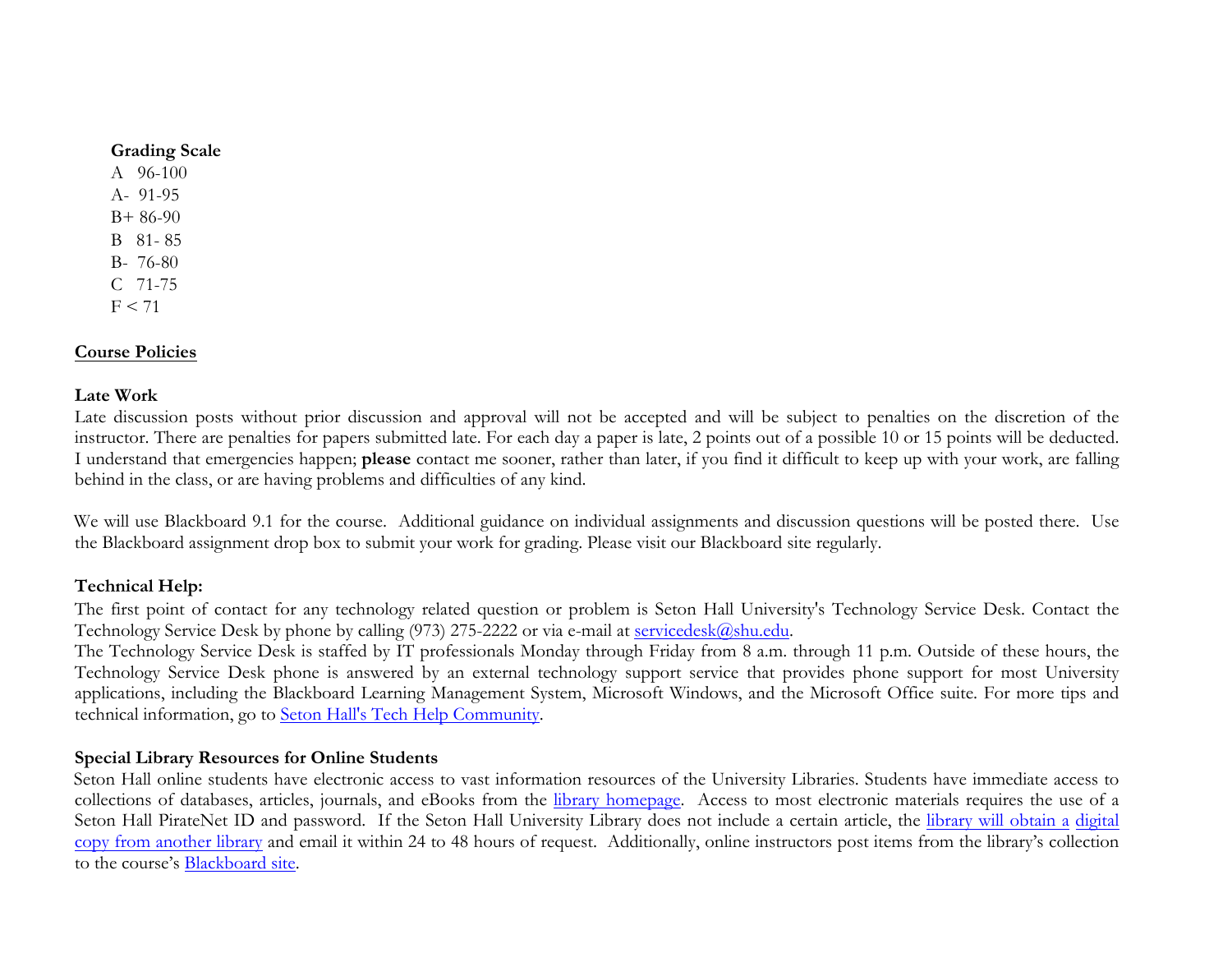**Grading Scale**

A 96-100
A- 91-95
B+ 86-90
B 81- 85
B- 76-80
C 71-75
F < 71

## Course Policies

### Late Work

Late discussion posts without prior discussion and approval will not be accepted and will be subject to penalties on the discretion of the instructor. There are penalties for papers submitted late. For each day a paper is late, 2 points out of a possible 10 or 15 points will be deducted. I understand that emergencies happen; **please** contact me sooner, rather than later, if you find it difficult to keep up with your work, are falling behind in the class, or are having problems and difficulties of any kind.

We will use Blackboard 9.1 for the course. Additional guidance on individual assignments and discussion questions will be posted there. Use the Blackboard assignment drop box to submit your work for grading. Please visit our Blackboard site regularly.

### Technical Help:

The first point of contact for any technology related question or problem is Seton Hall University's Technology Service Desk. Contact the Technology Service Desk by phone by calling (973) 275-2222 or via e-mail at servicedesk@shu.edu.
The Technology Service Desk is staffed by IT professionals Monday through Friday from 8 a.m. through 11 p.m. Outside of these hours, the Technology Service Desk phone is answered by an external technology support service that provides phone support for most University applications, including the Blackboard Learning Management System, Microsoft Windows, and the Microsoft Office suite. For more tips and technical information, go to Seton Hall's Tech Help Community.

### Special Library Resources for Online Students

Seton Hall online students have electronic access to vast information resources of the University Libraries. Students have immediate access to collections of databases, articles, journals, and eBooks from the library homepage. Access to most electronic materials requires the use of a Seton Hall PirateNet ID and password. If the Seton Hall University Library does not include a certain article, the library will obtain a digital copy from another library and email it within 24 to 48 hours of request. Additionally, online instructors post items from the library's collection to the course's Blackboard site.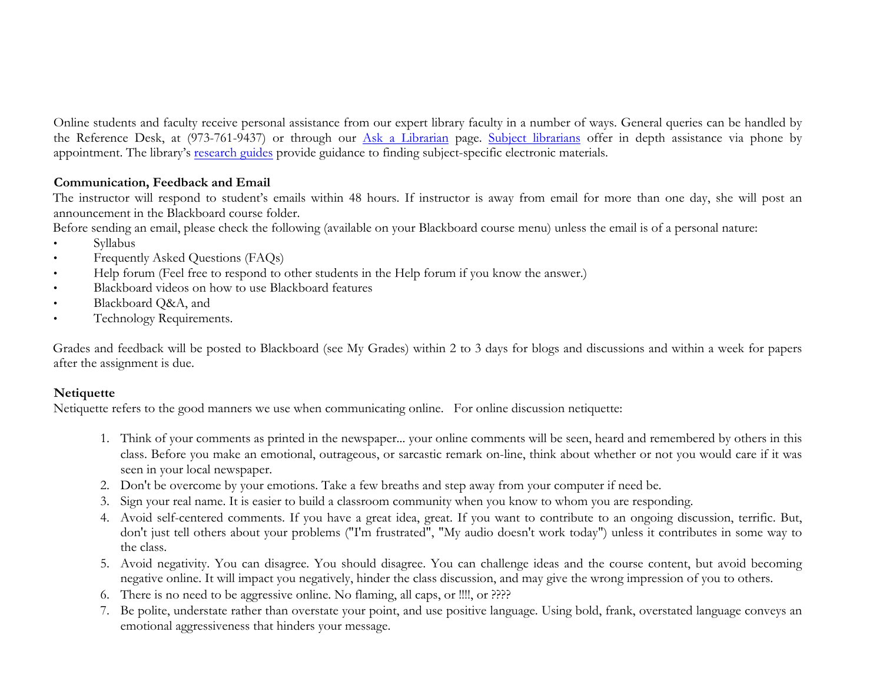Online students and faculty receive personal assistance from our expert library faculty in a number of ways. General queries can be handled by the Reference Desk, at (973-761-9437) or through our Ask a Librarian page. Subject librarians offer in depth assistance via phone by appointment. The library's research guides provide guidance to finding subject-specific electronic materials.

**Communication, Feedback and Email**

The instructor will respond to student's emails within 48 hours. If instructor is away from email for more than one day, she will post an announcement in the Blackboard course folder.

Before sending an email, please check the following (available on your Blackboard course menu) unless the email is of a personal nature:

- Syllabus
- Frequently Asked Questions (FAQs)
- Help forum (Feel free to respond to other students in the Help forum if you know the answer.)
- Blackboard videos on how to use Blackboard features
- Blackboard Q&A, and
- Technology Requirements.

Grades and feedback will be posted to Blackboard (see My Grades) within 2 to 3 days for blogs and discussions and within a week for papers after the assignment is due.

**Netiquette**

Netiquette refers to the good manners we use when communicating online. For online discussion netiquette:

1. Think of your comments as printed in the newspaper... your online comments will be seen, heard and remembered by others in this class. Before you make an emotional, outrageous, or sarcastic remark on-line, think about whether or not you would care if it was seen in your local newspaper.
2. Don't be overcome by your emotions. Take a few breaths and step away from your computer if need be.
3. Sign your real name. It is easier to build a classroom community when you know to whom you are responding.
4. Avoid self-centered comments. If you have a great idea, great. If you want to contribute to an ongoing discussion, terrific. But, don't just tell others about your problems ("I'm frustrated", "My audio doesn't work today") unless it contributes in some way to the class.
5. Avoid negativity. You can disagree. You should disagree. You can challenge ideas and the course content, but avoid becoming negative online. It will impact you negatively, hinder the class discussion, and may give the wrong impression of you to others.
6. There is no need to be aggressive online. No flaming, all caps, or !!!!, or ????
7. Be polite, understate rather than overstate your point, and use positive language. Using bold, frank, overstated language conveys an emotional aggressiveness that hinders your message.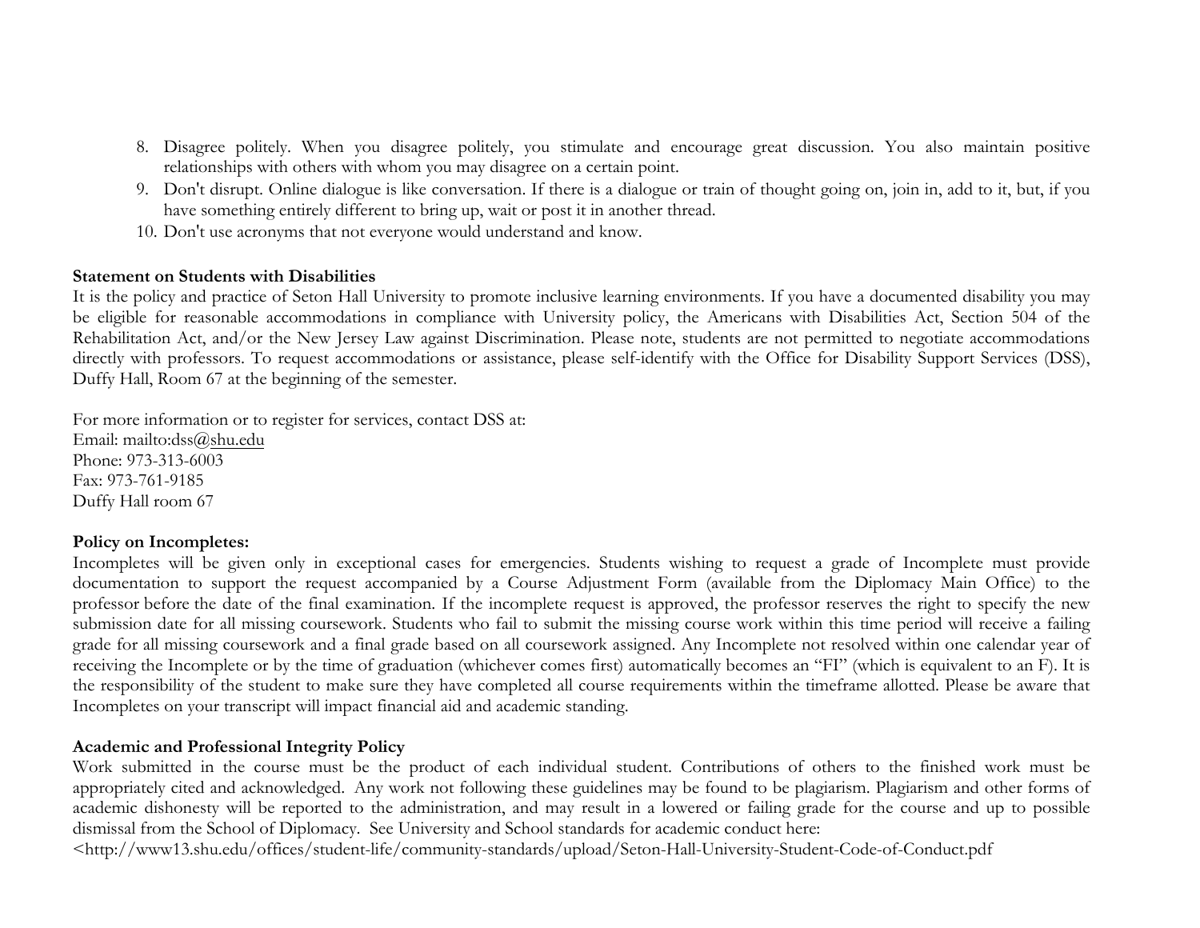8. Disagree politely. When you disagree politely, you stimulate and encourage great discussion. You also maintain positive relationships with others with whom you may disagree on a certain point.
9. Don't disrupt. Online dialogue is like conversation. If there is a dialogue or train of thought going on, join in, add to it, but, if you have something entirely different to bring up, wait or post it in another thread.
10. Don't use acronyms that not everyone would understand and know.

**Statement on Students with Disabilities**

It is the policy and practice of Seton Hall University to promote inclusive learning environments. If you have a documented disability you may be eligible for reasonable accommodations in compliance with University policy, the Americans with Disabilities Act, Section 504 of the Rehabilitation Act, and/or the New Jersey Law against Discrimination. Please note, students are not permitted to negotiate accommodations directly with professors. To request accommodations or assistance, please self-identify with the Office for Disability Support Services (DSS), Duffy Hall, Room 67 at the beginning of the semester.

For more information or to register for services, contact DSS at:
Email: mailto:dss@shu.edu
Phone: 973-313-6003
Fax: 973-761-9185
Duffy Hall room 67

**Policy on Incompletes:**

Incompletes will be given only in exceptional cases for emergencies. Students wishing to request a grade of Incomplete must provide documentation to support the request accompanied by a Course Adjustment Form (available from the Diplomacy Main Office) to the professor before the date of the final examination. If the incomplete request is approved, the professor reserves the right to specify the new submission date for all missing coursework. Students who fail to submit the missing course work within this time period will receive a failing grade for all missing coursework and a final grade based on all coursework assigned. Any Incomplete not resolved within one calendar year of receiving the Incomplete or by the time of graduation (whichever comes first) automatically becomes an "FI" (which is equivalent to an F). It is the responsibility of the student to make sure they have completed all course requirements within the timeframe allotted. Please be aware that Incompletes on your transcript will impact financial aid and academic standing.

**Academic and Professional Integrity Policy**

Work submitted in the course must be the product of each individual student. Contributions of others to the finished work must be appropriately cited and acknowledged. Any work not following these guidelines may be found to be plagiarism. Plagiarism and other forms of academic dishonesty will be reported to the administration, and may result in a lowered or failing grade for the course and up to possible dismissal from the School of Diplomacy. See University and School standards for academic conduct here:
<http://www13.shu.edu/offices/student-life/community-standards/upload/Seton-Hall-University-Student-Code-of-Conduct.pdf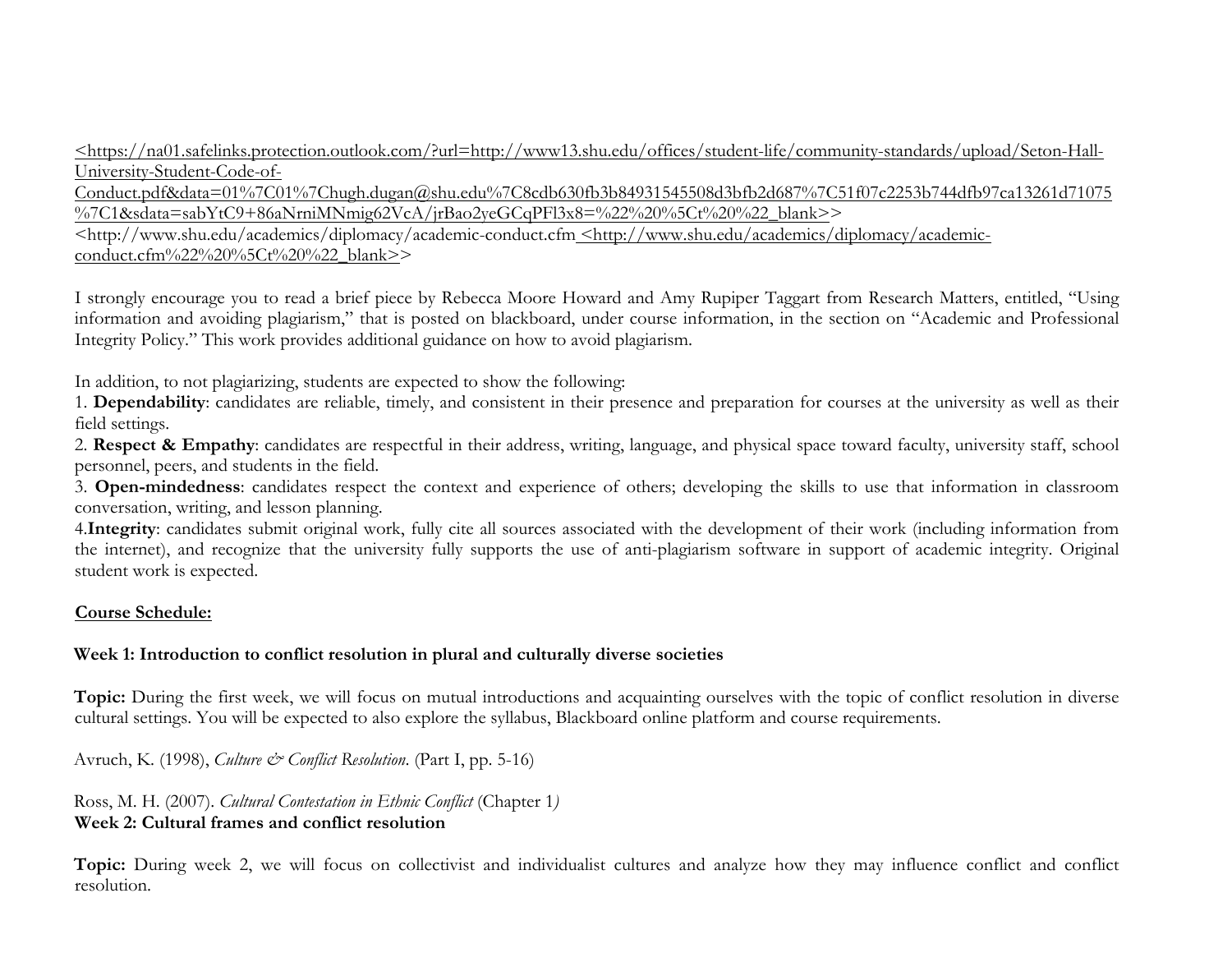<https://na01.safelinks.protection.outlook.com/?url=http://www13.shu.edu/offices/student-life/community-standards/upload/Seton-Hall-University-Student-Code-of-Conduct.pdf&data=01%7C01%7Chugh.dugan@shu.edu%7C8cdb630fb3b84931545508d3bfb2d687%7C51f07c2253b744dfb97ca13261d71075%7C1&sdata=sabYtC9+86aNrniMNmig62VcA/jrBao2yeGCqPFl3x8=%22%20%5Ct%20%22_blank>>
<http://www.shu.edu/academics/diplomacy/academic-conduct.cfm <http://www.shu.edu/academics/diplomacy/academic-conduct.cfm%22%20%5Ct%20%22_blank>>

I strongly encourage you to read a brief piece by Rebecca Moore Howard and Amy Rupiper Taggart from Research Matters, entitled, "Using information and avoiding plagiarism," that is posted on blackboard, under course information, in the section on "Academic and Professional Integrity Policy." This work provides additional guidance on how to avoid plagiarism.

In addition, to not plagiarizing, students are expected to show the following:
1. **Dependability**: candidates are reliable, timely, and consistent in their presence and preparation for courses at the university as well as their field settings.
2. **Respect & Empathy**: candidates are respectful in their address, writing, language, and physical space toward faculty, university staff, school personnel, peers, and students in the field.
3. **Open-mindedness**: candidates respect the context and experience of others; developing the skills to use that information in classroom conversation, writing, and lesson planning.
4. **Integrity**: candidates submit original work, fully cite all sources associated with the development of their work (including information from the internet), and recognize that the university fully supports the use of anti-plagiarism software in support of academic integrity. Original student work is expected.

## Course Schedule:

### Week 1: Introduction to conflict resolution in plural and culturally diverse societies

**Topic:** During the first week, we will focus on mutual introductions and acquainting ourselves with the topic of conflict resolution in diverse cultural settings. You will be expected to also explore the syllabus, Blackboard online platform and course requirements.

Avruch, K. (1998), *Culture & Conflict Resolution*. (Part I, pp. 5-16)

Ross, M. H. (2007). *Cultural Contestation in Ethnic Conflict* (Chapter 1)

### Week 2: Cultural frames and conflict resolution

**Topic:** During week 2, we will focus on collectivist and individualist cultures and analyze how they may influence conflict and conflict resolution.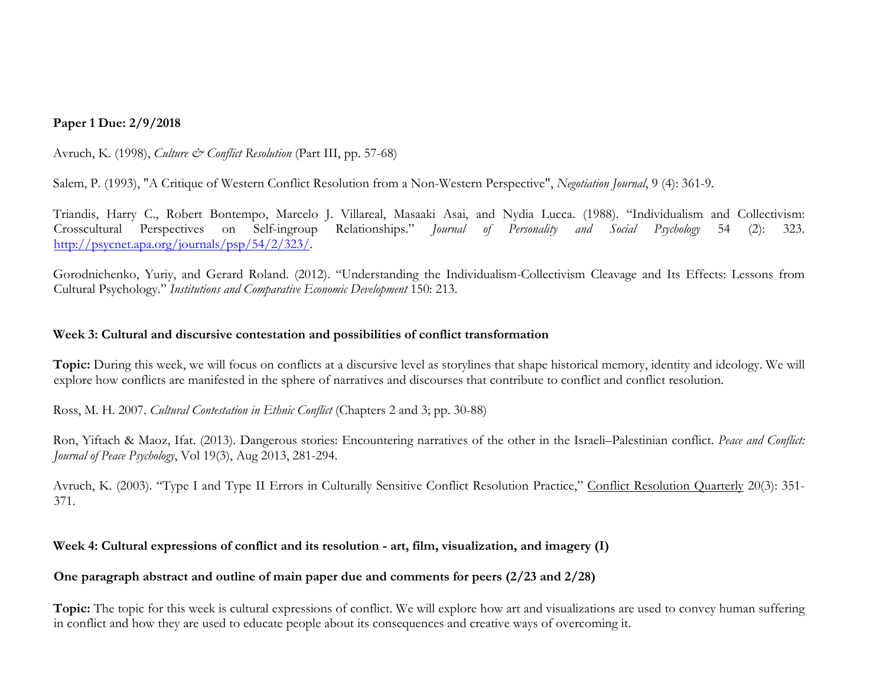**Paper 1 Due: 2/9/2018**

Avruch, K. (1998), *Culture & Conflict Resolution* (Part III, pp. 57-68)

Salem, P. (1993), "A Critique of Western Conflict Resolution from a Non-Western Perspective", *Negotiation Journal*, 9 (4): 361-9.

Triandis, Harry C., Robert Bontempo, Marcelo J. Villareal, Masaaki Asai, and Nydia Lucca. (1988). "Individualism and Collectivism: Crosscultural Perspectives on Self-ingroup Relationships." *Journal of Personality and Social Psychology* 54 (2): 323. http://psycnet.apa.org/journals/psp/54/2/323/.

Gorodnichenko, Yuriy, and Gerard Roland. (2012). "Understanding the Individualism-Collectivism Cleavage and Its Effects: Lessons from Cultural Psychology." *Institutions and Comparative Economic Development* 150: 213.

**Week 3: Cultural and discursive contestation and possibilities of conflict transformation**

**Topic:** During this week, we will focus on conflicts at a discursive level as storylines that shape historical memory, identity and ideology. We will explore how conflicts are manifested in the sphere of narratives and discourses that contribute to conflict and conflict resolution.

Ross, M. H. 2007. *Cultural Contestation in Ethnic Conflict* (Chapters 2 and 3; pp. 30-88)

Ron, Yiftach & Maoz, Ifat. (2013). Dangerous stories: Encountering narratives of the other in the Israeli–Palestinian conflict. *Peace and Conflict: Journal of Peace Psychology*, Vol 19(3), Aug 2013, 281-294.

Avruch, K. (2003). "Type I and Type II Errors in Culturally Sensitive Conflict Resolution Practice," Conflict Resolution Quarterly 20(3): 351-371.

**Week 4: Cultural expressions of conflict and its resolution - art, film, visualization, and imagery (I)**

**One paragraph abstract and outline of main paper due and comments for peers (2/23 and 2/28)**

**Topic:** The topic for this week is cultural expressions of conflict. We will explore how art and visualizations are used to convey human suffering in conflict and how they are used to educate people about its consequences and creative ways of overcoming it.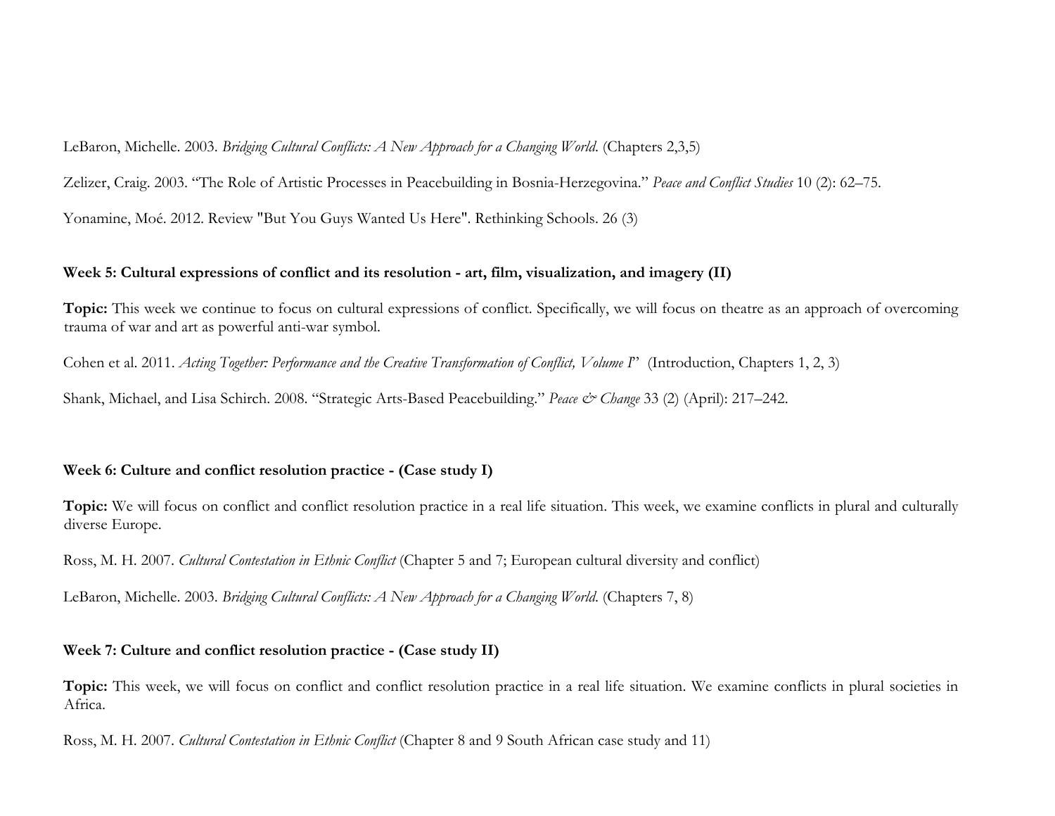LeBaron, Michelle. 2003. *Bridging Cultural Conflicts: A New Approach for a Changing World.* (Chapters 2,3,5)

Zelizer, Craig. 2003. "The Role of Artistic Processes in Peacebuilding in Bosnia-Herzegovina." *Peace and Conflict Studies* 10 (2): 62–75.

Yonamine, Moé. 2012. Review "But You Guys Wanted Us Here". Rethinking Schools. 26 (3)

**Week 5: Cultural expressions of conflict and its resolution - art, film, visualization, and imagery (II)**

**Topic:** This week we continue to focus on cultural expressions of conflict. Specifically, we will focus on theatre as an approach of overcoming trauma of war and art as powerful anti-war symbol.

Cohen et al. 2011. *Acting Together: Performance and the Creative Transformation of Conflict, Volume I*" (Introduction, Chapters 1, 2, 3)

Shank, Michael, and Lisa Schirch. 2008. "Strategic Arts-Based Peacebuilding." *Peace & Change* 33 (2) (April): 217–242.

**Week 6: Culture and conflict resolution practice - (Case study I)**

**Topic:** We will focus on conflict and conflict resolution practice in a real life situation. This week, we examine conflicts in plural and culturally diverse Europe.

Ross, M. H. 2007. *Cultural Contestation in Ethnic Conflict* (Chapter 5 and 7; European cultural diversity and conflict)

LeBaron, Michelle. 2003. *Bridging Cultural Conflicts: A New Approach for a Changing World.* (Chapters 7, 8)

**Week 7: Culture and conflict resolution practice - (Case study II)**

**Topic:** This week, we will focus on conflict and conflict resolution practice in a real life situation. We examine conflicts in plural societies in Africa.

Ross, M. H. 2007. *Cultural Contestation in Ethnic Conflict* (Chapter 8 and 9 South African case study and 11)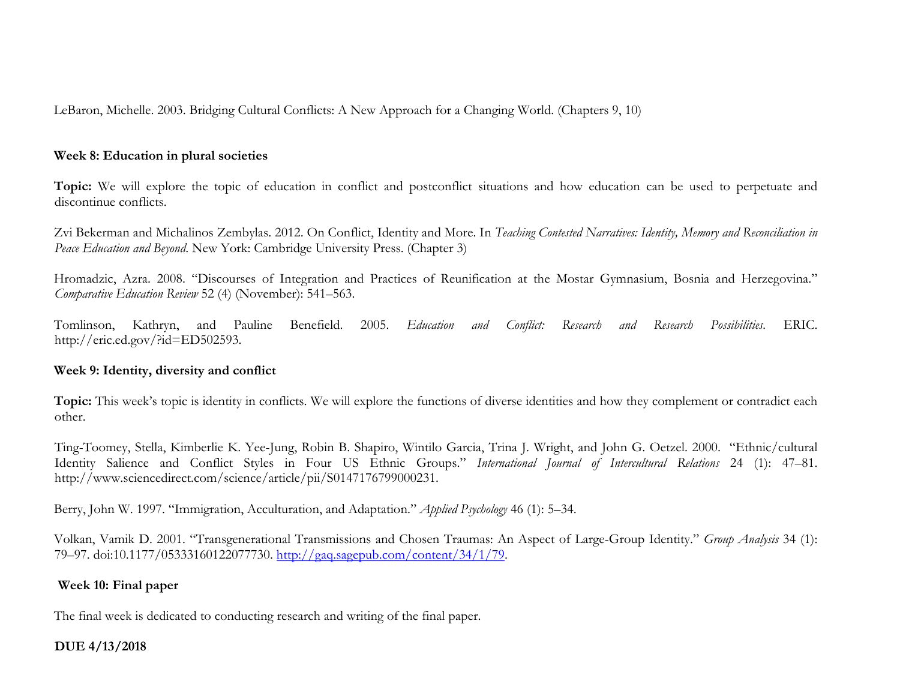LeBaron, Michelle. 2003. Bridging Cultural Conflicts: A New Approach for a Changing World. (Chapters 9, 10)

**Week 8: Education in plural societies**

**Topic:** We will explore the topic of education in conflict and postconflict situations and how education can be used to perpetuate and discontinue conflicts.

Zvi Bekerman and Michalinos Zembylas. 2012. On Conflict, Identity and More. In *Teaching Contested Narratives: Identity, Memory and Reconciliation in Peace Education and Beyond*. New York: Cambridge University Press. (Chapter 3)

Hromadzic, Azra. 2008. "Discourses of Integration and Practices of Reunification at the Mostar Gymnasium, Bosnia and Herzegovina." *Comparative Education Review* 52 (4) (November): 541–563.

Tomlinson, Kathryn, and Pauline Benefield. 2005. *Education and Conflict: Research and Research Possibilities*. ERIC. http://eric.ed.gov/?id=ED502593.

**Week 9: Identity, diversity and conflict**

**Topic:** This week's topic is identity in conflicts. We will explore the functions of diverse identities and how they complement or contradict each other.

Ting-Toomey, Stella, Kimberlie K. Yee-Jung, Robin B. Shapiro, Wintilo Garcia, Trina J. Wright, and John G. Oetzel. 2000. "Ethnic/cultural Identity Salience and Conflict Styles in Four US Ethnic Groups." *International Journal of Intercultural Relations* 24 (1): 47–81. http://www.sciencedirect.com/science/article/pii/S0147176799000231.

Berry, John W. 1997. "Immigration, Acculturation, and Adaptation." *Applied Psychology* 46 (1): 5–34.

Volkan, Vamik D. 2001. "Transgenerational Transmissions and Chosen Traumas: An Aspect of Large-Group Identity." *Group Analysis* 34 (1): 79–97. doi:10.1177/05333160122077730. http://gaq.sagepub.com/content/34/1/79.

**Week 10: Final paper**

The final week is dedicated to conducting research and writing of the final paper.

**DUE 4/13/2018**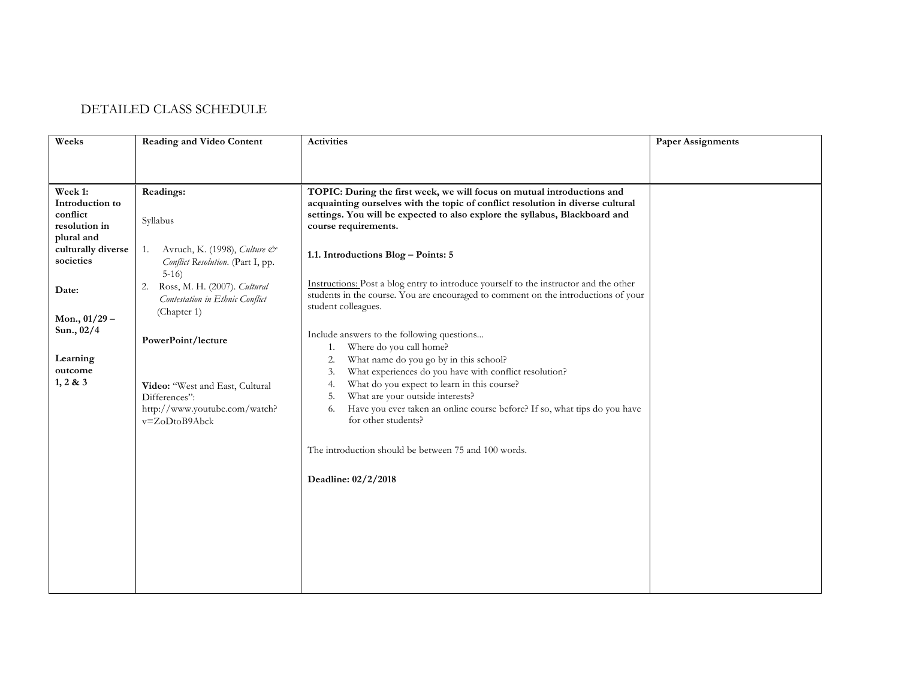# DETAILED CLASS SCHEDULE

| Weeks | Reading and Video Content | Activities | Paper Assignments |
|---|---|---|---|
| **Week 1: Introduction to conflict resolution in plural and culturally diverse societies**<br><br>**Date:**<br><br>**Mon., 01/29 – Sun., 02/4**<br><br>**Learning outcome 1, 2 & 3** | **Readings:**<br><br>Syllabus<br><br>1. Avruch, K. (1998), *Culture & Conflict Resolution.* (Part I, pp. 5-16)<br>2. Ross, M. H. (2007). *Cultural Contestation in Ethnic Conflict* (Chapter 1)<br><br>**PowerPoint/lecture**<br><br>**Video:** "West and East, Cultural Differences": http://www.youtube.com/watch?v=ZoDtoB9Abck | **TOPIC: During the first week, we will focus on mutual introductions and acquainting ourselves with the topic of conflict resolution in diverse cultural settings. You will be expected to also explore the syllabus, Blackboard and course requirements.**<br><br>**1.1. Introductions Blog – Points: 5**<br><br>Instructions: Post a blog entry to introduce yourself to the instructor and the other students in the course. You are encouraged to comment on the introductions of your student colleagues.<br><br>Include answers to the following questions...<br>1. Where do you call home?<br>2. What name do you go by in this school?<br>3. What experiences do you have with conflict resolution?<br>4. What do you expect to learn in this course?<br>5. What are your outside interests?<br>6. Have you ever taken an online course before? If so, what tips do you have for other students?<br><br>The introduction should be between 75 and 100 words.<br><br>**Deadline: 02/2/2018** | |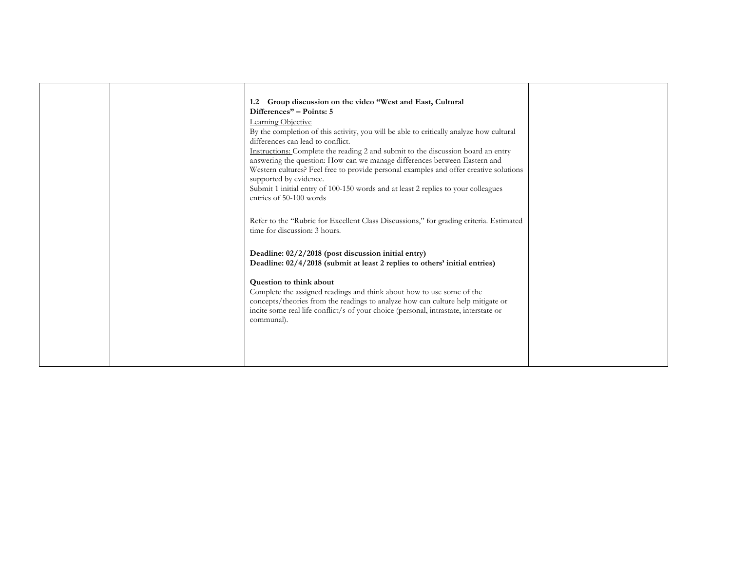| | | | |
|---|---|---|---|
| | | **1.2 Group discussion on the video "West and East, Cultural Differences" – Points: 5**<br>Learning Objective<br>By the completion of this activity, you will be able to critically analyze how cultural differences can lead to conflict.<br>Instructions: Complete the reading 2 and submit to the discussion board an entry answering the question: How can we manage differences between Eastern and Western cultures? Feel free to provide personal examples and offer creative solutions supported by evidence.<br>Submit 1 initial entry of 100-150 words and at least 2 replies to your colleagues entries of 50-100 words<br><br>Refer to the "Rubric for Excellent Class Discussions," for grading criteria. Estimated time for discussion: 3 hours.<br><br>**Deadline: 02/2/2018 (post discussion initial entry)**<br>**Deadline: 02/4/2018 (submit at least 2 replies to others' initial entries)**<br><br>**Question to think about**<br>Complete the assigned readings and think about how to use some of the concepts/theories from the readings to analyze how can culture help mitigate or incite some real life conflict/s of your choice (personal, intrastate, interstate or communal). | |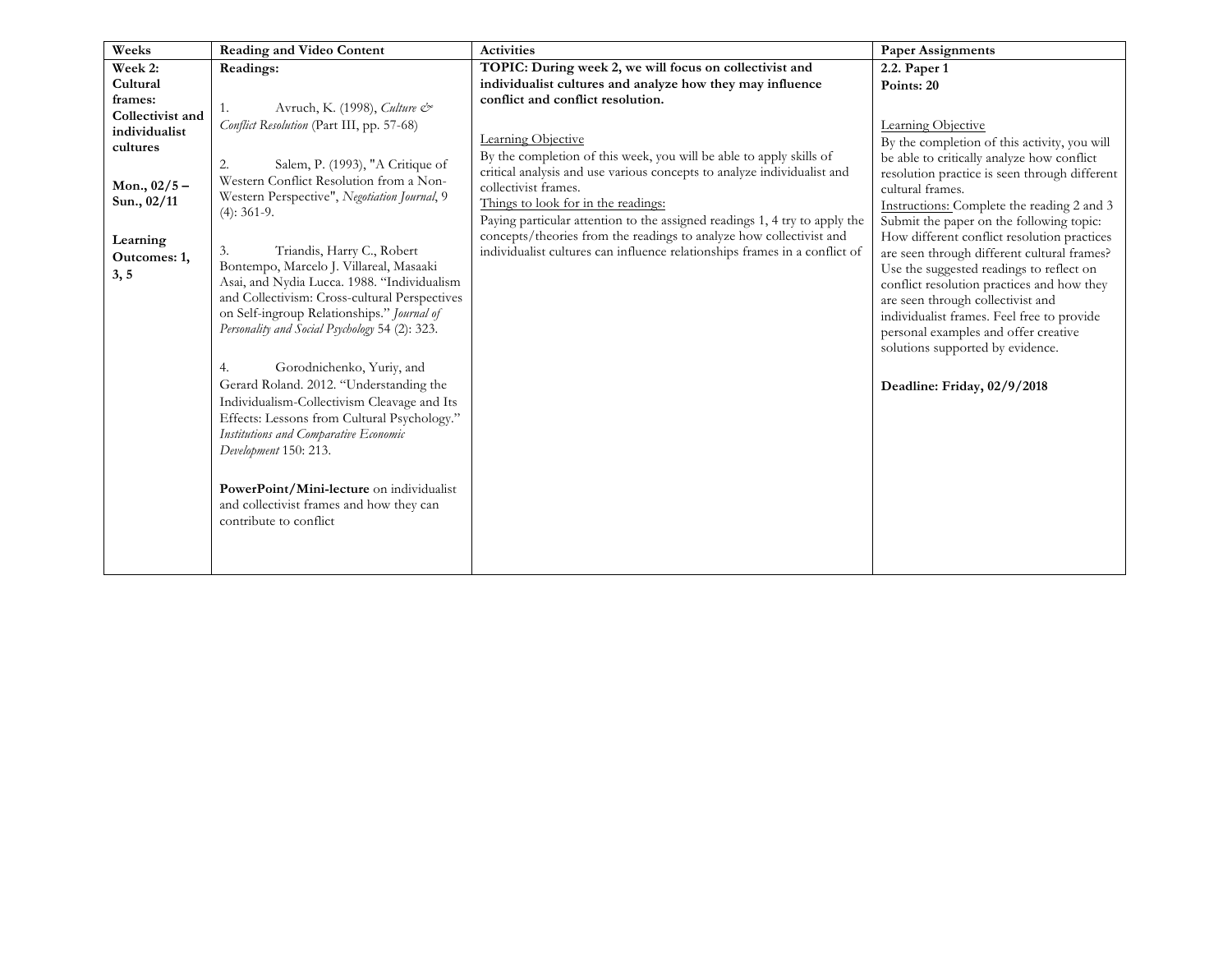| Weeks | Reading and Video Content | Activities | Paper Assignments |
|---|---|---|---|
| **Week 2: Cultural frames: Collectivist and individualist cultures**<br><br>**Mon., 02/5 – Sun., 02/11**<br><br>**Learning Outcomes: 1, 3, 5** | **Readings:**<br><br>1. Avruch, K. (1998), *Culture & Conflict Resolution* (Part III, pp. 57-68)<br><br>2. Salem, P. (1993), "A Critique of Western Conflict Resolution from a Non-Western Perspective", *Negotiation Journal*, 9 (4): 361-9.<br><br>3. Triandis, Harry C., Robert Bontempo, Marcelo J. Villareal, Masaaki Asai, and Nydia Lucca. 1988. "Individualism and Collectivism: Cross-cultural Perspectives on Self-ingroup Relationships." *Journal of Personality and Social Psychology* 54 (2): 323.<br><br>4. Gorodnichenko, Yuriy, and Gerard Roland. 2012. "Understanding the Individualism-Collectivism Cleavage and Its Effects: Lessons from Cultural Psychology." *Institutions and Comparative Economic Development* 150: 213.<br><br>**PowerPoint/Mini-lecture** on individualist and collectivist frames and how they can contribute to conflict | **TOPIC: During week 2, we will focus on collectivist and individualist cultures and analyze how they may influence conflict and conflict resolution.**<br><br><u>Learning Objective</u><br>By the completion of this week, you will be able to apply skills of critical analysis and use various concepts to analyze individualist and collectivist frames.<br><u>Things to look for in the readings:</u><br>Paying particular attention to the assigned readings 1, 4 try to apply the concepts/theories from the readings to analyze how collectivist and individualist cultures can influence relationships frames in a conflict of | **2.2. Paper 1**<br>**Points: 20**<br><br><u>Learning Objective</u><br>By the completion of this activity, you will be able to critically analyze how conflict resolution practice is seen through different cultural frames.<br><u>Instructions:</u> Complete the reading 2 and 3 Submit the paper on the following topic: How different conflict resolution practices are seen through different cultural frames? Use the suggested readings to reflect on conflict resolution practices and how they are seen through collectivist and individualist frames. Feel free to provide personal examples and offer creative solutions supported by evidence.<br><br>**Deadline: Friday, 02/9/2018** |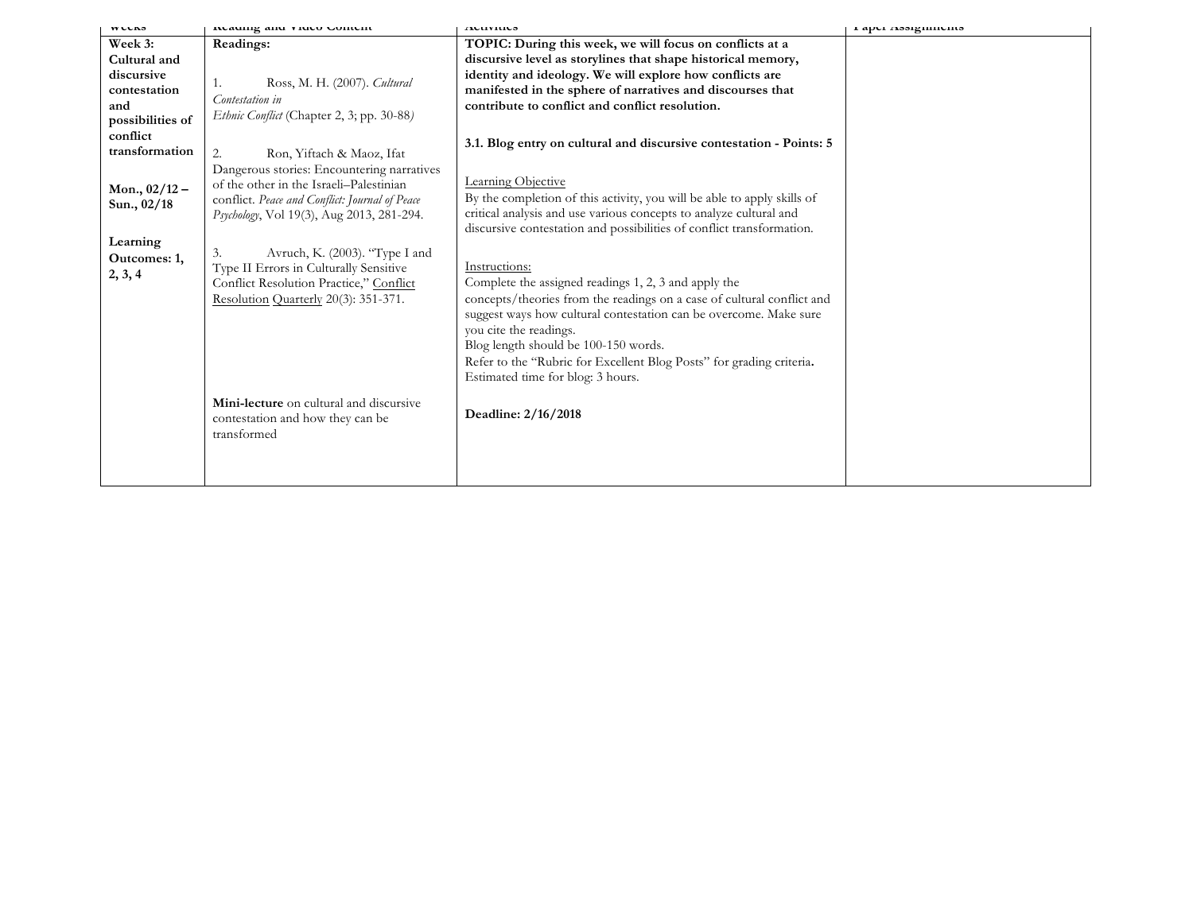| Weeks | Reading and Video Content | Activities | Paper Assignments |
|---|---|---|---|
| **Week 3: Cultural and discursive contestation and possibilities of conflict transformation**<br><br>**Mon., 02/12 – Sun., 02/18**<br><br>**Learning Outcomes: 1, 2, 3, 4** | **Readings:**<br><br>1. Ross, M. H. (2007). *Cultural Contestation in Ethnic Conflict* (Chapter 2, 3; pp. 30-88)<br><br>2. Ron, Yiftach & Maoz, Ifat Dangerous stories: Encountering narratives of the other in the Israeli–Palestinian conflict. *Peace and Conflict: Journal of Peace Psychology*, Vol 19(3), Aug 2013, 281-294.<br><br>3. Avruch, K. (2003). "Type I and Type II Errors in Culturally Sensitive Conflict Resolution Practice," Conflict Resolution Quarterly 20(3): 351-371.<br><br>**Mini-lecture** on cultural and discursive contestation and how they can be transformed | **TOPIC: During this week, we will focus on conflicts at a discursive level as storylines that shape historical memory, identity and ideology. We will explore how conflicts are manifested in the sphere of narratives and discourses that contribute to conflict and conflict resolution.**<br><br>**3.1. Blog entry on cultural and discursive contestation - Points: 5**<br><br>Learning Objective<br>By the completion of this activity, you will be able to apply skills of critical analysis and use various concepts to analyze cultural and discursive contestation and possibilities of conflict transformation.<br><br>Instructions:<br>Complete the assigned readings 1, 2, 3 and apply the concepts/theories from the readings on a case of cultural conflict and suggest ways how cultural contestation can be overcome. Make sure you cite the readings.<br>Blog length should be 100-150 words.<br>Refer to the "Rubric for Excellent Blog Posts" for grading criteria.<br>Estimated time for blog: 3 hours.<br><br>**Deadline: 2/16/2018** | |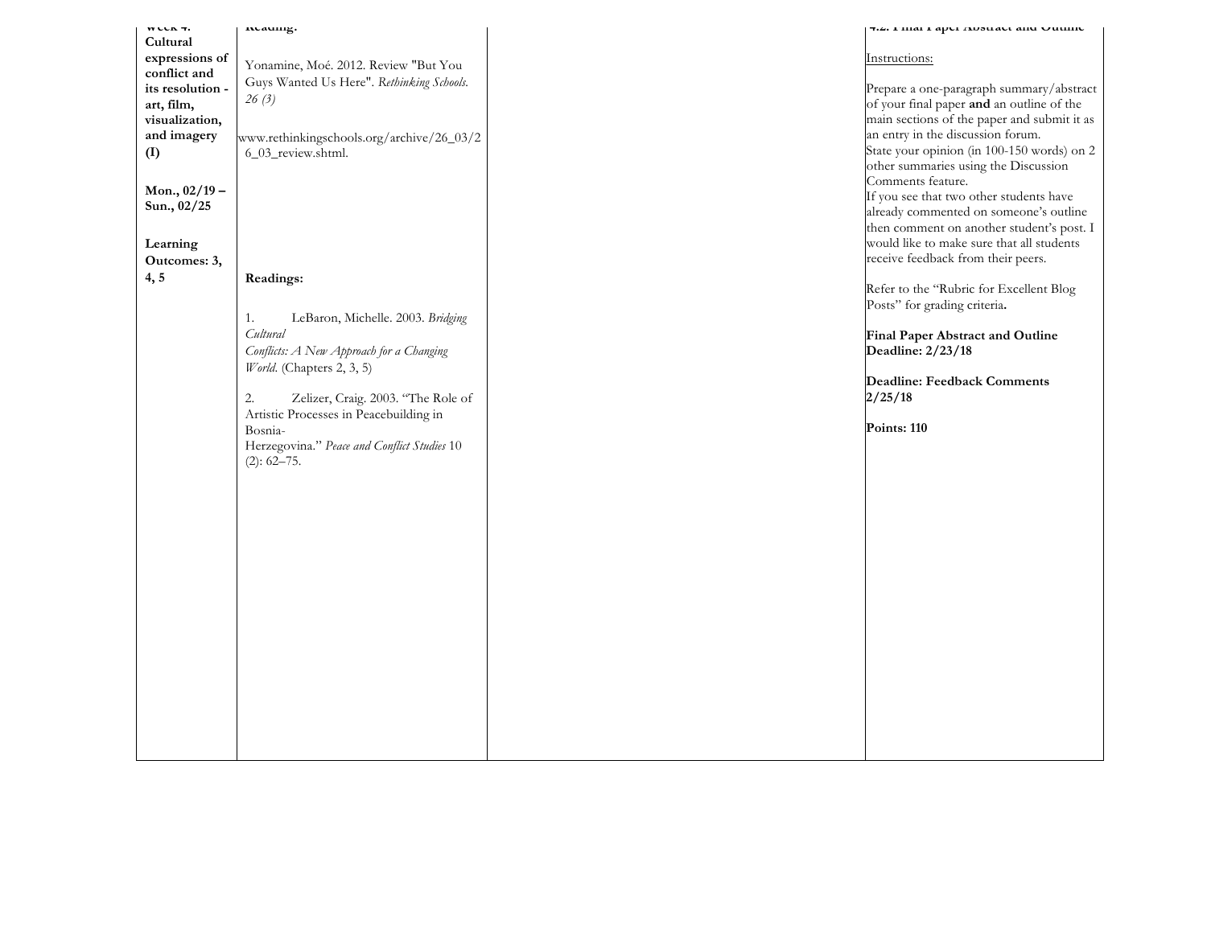| Week 4: Cultural expressions of conflict and its resolution - art, film, visualization, and imagery (I)<br><br>Mon., 02/19 – Sun., 02/25<br><br>Learning Outcomes: 3, 4, 5 | **Reading:**<br><br>Yonamine, Moé. 2012. Review "But You Guys Wanted Us Here". *Rethinking Schools. 26 (3)*<br><br>www.rethinkingschools.org/archive/26_03/26_03_review.shtml.<br><br>**Readings:**<br><br>1. LeBaron, Michelle. 2003. *Bridging Cultural Conflicts: A New Approach for a Changing World.* (Chapters 2, 3, 5)<br><br>2. Zelizer, Craig. 2003. "The Role of Artistic Processes in Peacebuilding in Bosnia-Herzegovina." *Peace and Conflict Studies* 10 (2): 62–75. | | **4.2. Final Paper Abstract and Outline**<br><br>Instructions:<br><br>Prepare a one-paragraph summary/abstract of your final paper **and** an outline of the main sections of the paper and submit it as an entry in the discussion forum.<br>State your opinion (in 100-150 words) on 2 other summaries using the Discussion Comments feature.<br>If you see that two other students have already commented on someone's outline then comment on another student's post. I would like to make sure that all students receive feedback from their peers.<br><br>Refer to the "Rubric for Excellent Blog Posts" for grading criteria.<br><br>**Final Paper Abstract and Outline Deadline: 2/23/18**<br><br>**Deadline: Feedback Comments 2/25/18**<br><br>**Points: 110** |
|---|---|---|---|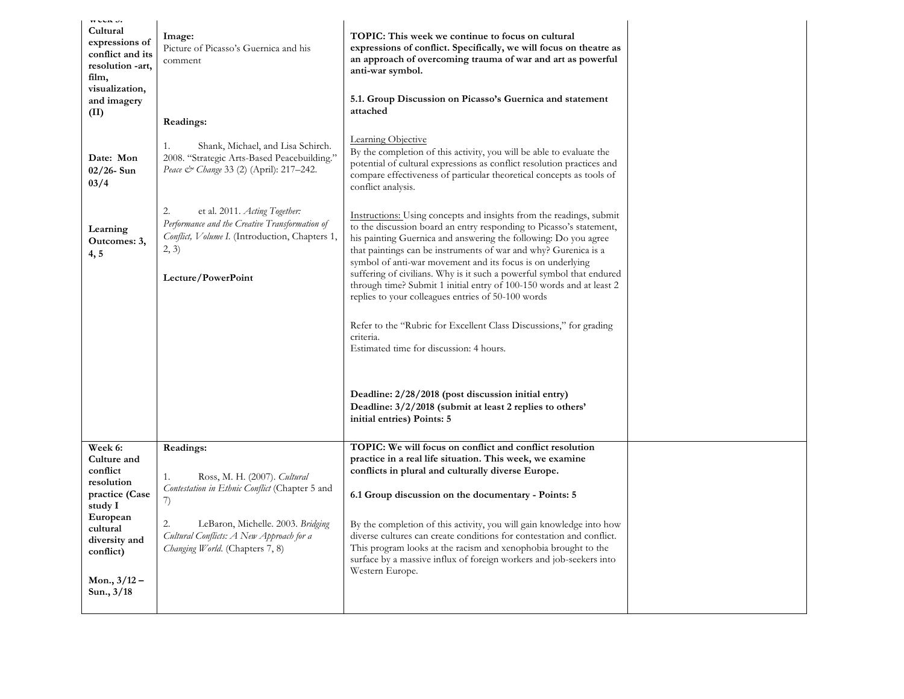| Week 5: Cultural expressions of conflict and its resolution -art, film, visualization, and imagery (II)<br><br>Date: Mon 02/26- Sun 03/4<br><br>Learning Outcomes: 3, 4, 5 | Image:<br>Picture of Picasso's Guernica and his comment<br><br>**Readings:**<br><br>1. Shank, Michael, and Lisa Schirch. 2008. "Strategic Arts-Based Peacebuilding." *Peace & Change* 33 (2) (April): 217–242.<br><br>2. et al. 2011. *Acting Together: Performance and the Creative Transformation of Conflict, Volume I.* (Introduction, Chapters 1, 2, 3)<br><br>**Lecture/PowerPoint** | **TOPIC: This week we continue to focus on cultural expressions of conflict. Specifically, we will focus on theatre as an approach of overcoming trauma of war and art as powerful anti-war symbol.**<br><br>**5.1. Group Discussion on Picasso's Guernica and statement attached**<br><br>Learning Objective<br>By the completion of this activity, you will be able to evaluate the potential of cultural expressions as conflict resolution practices and compare effectiveness of particular theoretical concepts as tools of conflict analysis.<br><br>Instructions: Using concepts and insights from the readings, submit to the discussion board an entry responding to Picasso's statement, his painting Guernica and answering the following: Do you agree that paintings can be instruments of war and why? Gurenica is a symbol of anti-war movement and its focus is on underlying suffering of civilians. Why is it such a powerful symbol that endured through time? Submit 1 initial entry of 100-150 words and at least 2 replies to your colleagues entries of 50-100 words<br><br>Refer to the "Rubric for Excellent Class Discussions," for grading criteria.<br>Estimated time for discussion: 4 hours.<br><br>**Deadline: 2/28/2018 (post discussion initial entry)**<br>**Deadline: 3/2/2018 (submit at least 2 replies to others' initial entries) Points: 5** | |
|---|---|---|---|
| **Week 6: Culture and conflict resolution practice (Case study I European cultural diversity and conflict)**<br><br>**Mon., 3/12 – Sun., 3/18** | **Readings:**<br><br>1. Ross, M. H. (2007). *Cultural Contestation in Ethnic Conflict* (Chapter 5 and 7)<br><br>2. LeBaron, Michelle. 2003. *Bridging Cultural Conflicts: A New Approach for a Changing World.* (Chapters 7, 8) | **TOPIC: We will focus on conflict and conflict resolution practice in a real life situation. This week, we examine conflicts in plural and culturally diverse Europe.**<br><br>**6.1 Group discussion on the documentary - Points: 5**<br><br>By the completion of this activity, you will gain knowledge into how diverse cultures can create conditions for contestation and conflict. This program looks at the racism and xenophobia brought to the surface by a massive influx of foreign workers and job-seekers into Western Europe. | |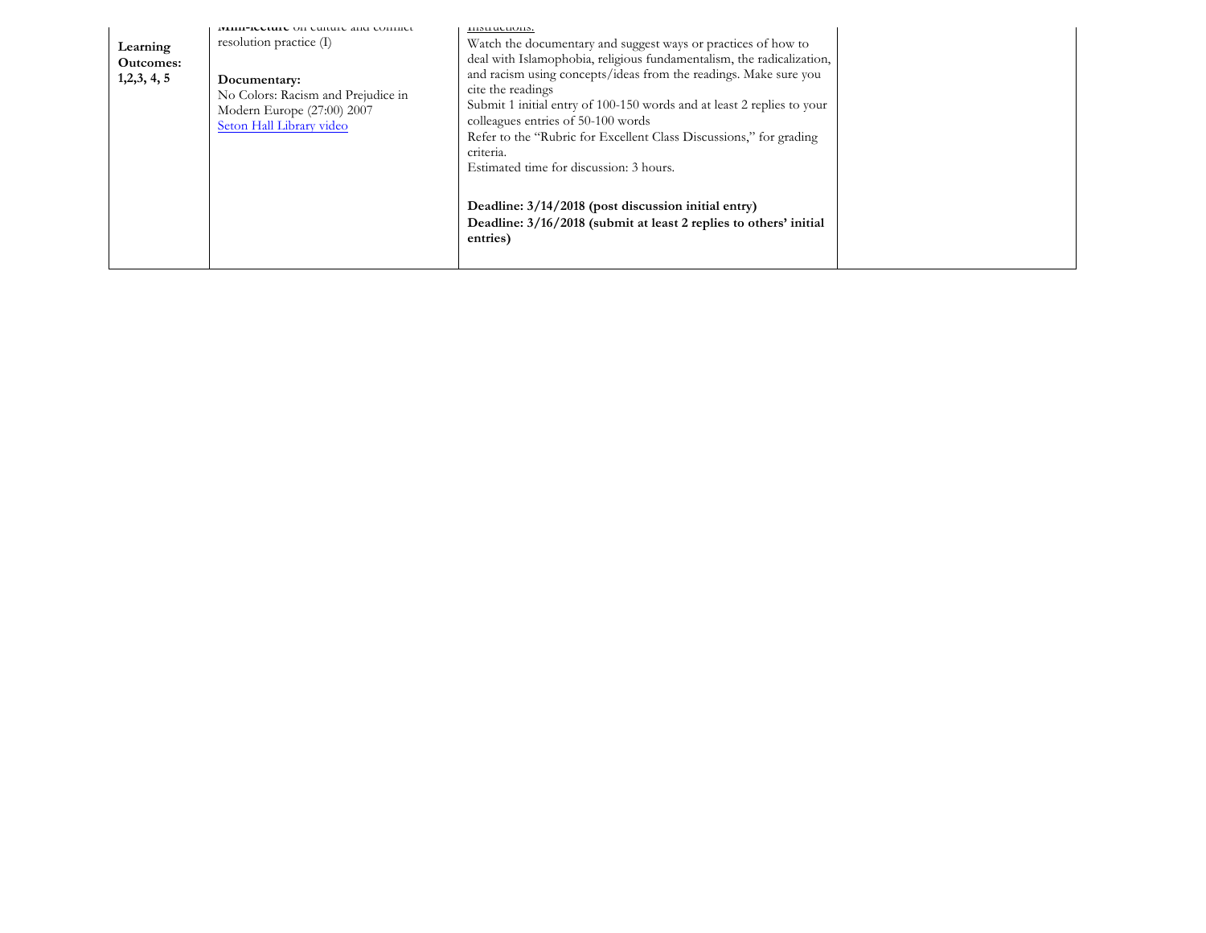| | | | |
|---|---|---|---|
| **Learning Outcomes: 1,2,3, 4, 5** | **Mini-lecture** on culture and conflict resolution practice (I)<br><br>**Documentary:**<br>No Colors: Racism and Prejudice in Modern Europe (27:00) 2007<br>Seton Hall Library video | Instructions:<br>Watch the documentary and suggest ways or practices of how to deal with Islamophobia, religious fundamentalism, the radicalization, and racism using concepts/ideas from the readings. Make sure you cite the readings<br>Submit 1 initial entry of 100-150 words and at least 2 replies to your colleagues entries of 50-100 words<br>Refer to the "Rubric for Excellent Class Discussions," for grading criteria.<br>Estimated time for discussion: 3 hours.<br><br>**Deadline: 3/14/2018 (post discussion initial entry)**<br>**Deadline: 3/16/2018 (submit at least 2 replies to others' initial entries)** | |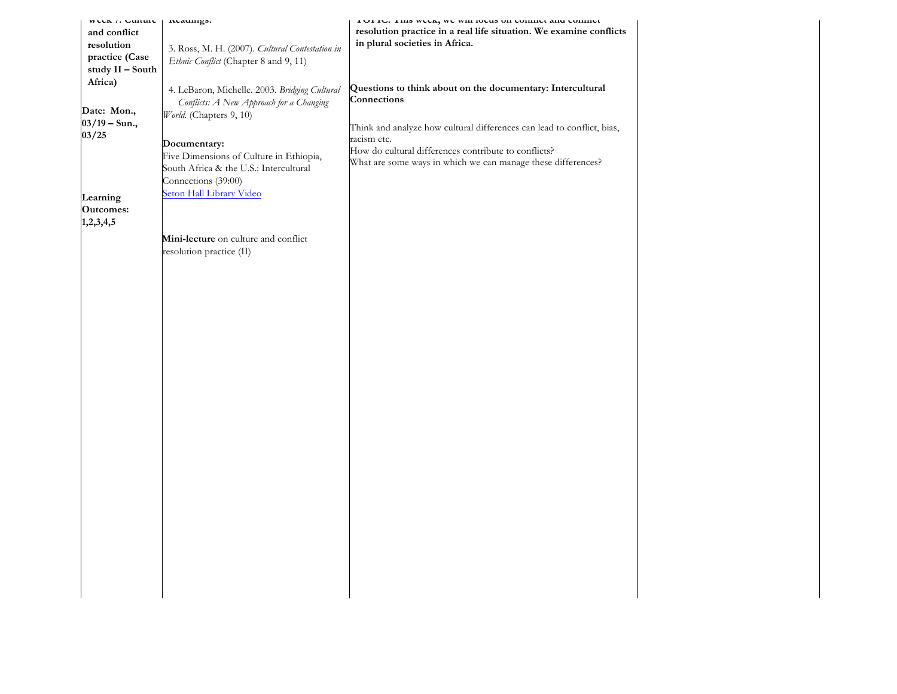| Week 7: Culture and conflict resolution practice (Case study II – South Africa)<br><br>Date: Mon., 03/19 – Sun., 03/25<br><br>Learning Outcomes: 1,2,3,4,5 | Readings:<br><br>3. Ross, M. H. (2007). *Cultural Contestation in Ethnic Conflict* (Chapter 8 and 9, 11)<br><br>4. LeBaron, Michelle. 2003. *Bridging Cultural Conflicts: A New Approach for a Changing World.* (Chapters 9, 10)<br><br>**Documentary:**<br>Five Dimensions of Culture in Ethiopia, South Africa & the U.S.: Intercultural Connections (39:00)<br>[Seton Hall Library Video]<br><br>**Mini-lecture** on culture and conflict resolution practice (II) | **TOPIC: This week, we will focus on conflict and conflict resolution practice in a real life situation. We examine conflicts in plural societies in Africa.**<br><br>**Questions to think about on the documentary: Intercultural Connections**<br><br>Think and analyze how cultural differences can lead to conflict, bias, racism etc.<br>How do cultural differences contribute to conflicts?<br>What are some ways in which we can manage these differences? | | |
|---|---|---|---|---|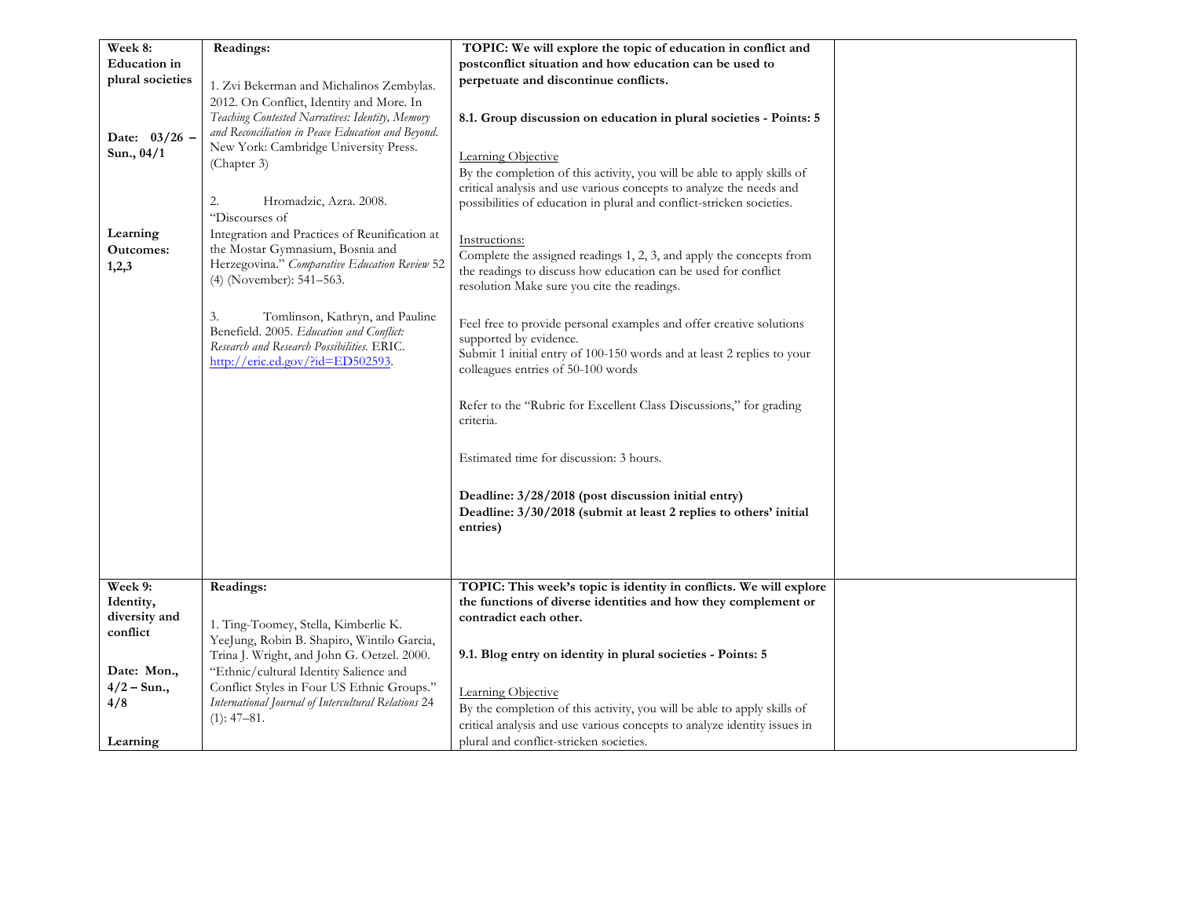| | | | |
|---|---|---|---|
| **Week 8: Education in plural societies**<br><br>**Date: 03/26 – Sun., 04/1**<br><br>**Learning Outcomes: 1,2,3** | **Readings:**<br><br>1. Zvi Bekerman and Michalinos Zembylas. 2012. On Conflict, Identity and More. In *Teaching Contested Narratives: Identity, Memory and Reconciliation in Peace Education and Beyond*. New York: Cambridge University Press. (Chapter 3)<br><br>2. Hromadzic, Azra. 2008. "Discourses of Integration and Practices of Reunification at the Mostar Gymnasium, Bosnia and Herzegovina." *Comparative Education Review* 52 (4) (November): 541–563.<br><br>3. Tomlinson, Kathryn, and Pauline Benefield. 2005. *Education and Conflict: Research and Research Possibilities.* ERIC. http://eric.ed.gov/?id=ED502593. | **TOPIC: We will explore the topic of education in conflict and postconflict situation and how education can be used to perpetuate and discontinue conflicts.**<br><br>**8.1. Group discussion on education in plural societies - Points: 5**<br><br>Learning Objective<br>By the completion of this activity, you will be able to apply skills of critical analysis and use various concepts to analyze the needs and possibilities of education in plural and conflict-stricken societies.<br><br>Instructions:<br>Complete the assigned readings 1, 2, 3, and apply the concepts from the readings to discuss how education can be used for conflict resolution Make sure you cite the readings.<br><br>Feel free to provide personal examples and offer creative solutions supported by evidence.<br>Submit 1 initial entry of 100-150 words and at least 2 replies to your colleagues entries of 50-100 words<br><br>Refer to the "Rubric for Excellent Class Discussions," for grading criteria.<br><br>Estimated time for discussion: 3 hours.<br><br>**Deadline: 3/28/2018 (post discussion initial entry)**<br>**Deadline: 3/30/2018 (submit at least 2 replies to others' initial entries)** | |
| **Week 9: Identity, diversity and conflict**<br><br>**Date: Mon., 4/2 – Sun., 4/8**<br><br>**Learning** | **Readings:**<br><br>1. Ting-Toomey, Stella, Kimberlie K. YeeJung, Robin B. Shapiro, Wintilo Garcia, Trina J. Wright, and John G. Oetzel. 2000. "Ethnic/cultural Identity Salience and Conflict Styles in Four US Ethnic Groups." *International Journal of Intercultural Relations* 24 (1): 47–81. | **TOPIC: This week's topic is identity in conflicts. We will explore the functions of diverse identities and how they complement or contradict each other.**<br><br>**9.1. Blog entry on identity in plural societies - Points: 5**<br><br>Learning Objective<br>By the completion of this activity, you will be able to apply skills of critical analysis and use various concepts to analyze identity issues in plural and conflict-stricken societies. | |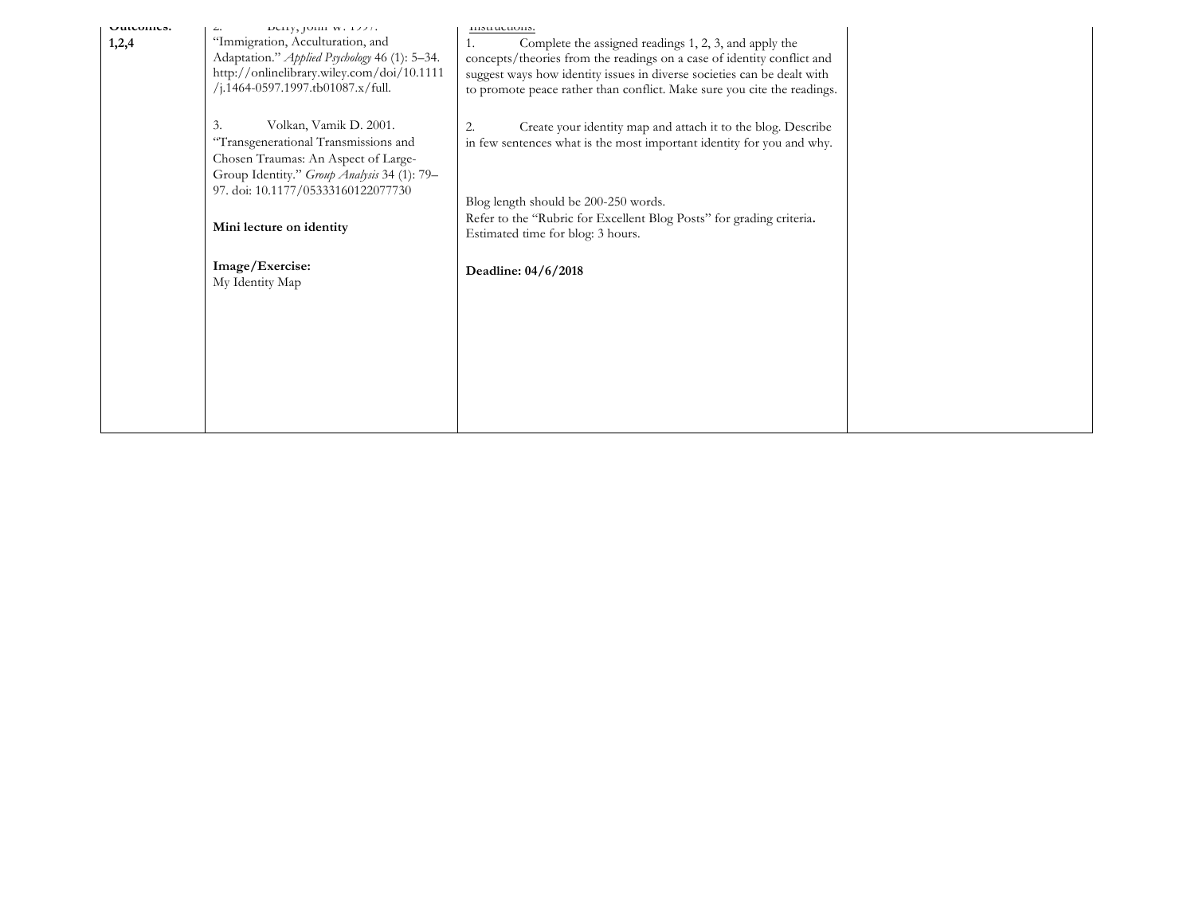| Outcomes: 1,2,4 | 2. Berry, John W. 1997. "Immigration, Acculturation, and Adaptation." *Applied Psychology* 46 (1): 5–34. http://onlinelibrary.wiley.com/doi/10.1111/j.1464-0597.1997.tb01087.x/full.<br><br>3. Volkan, Vamik D. 2001. "Transgenerational Transmissions and Chosen Traumas: An Aspect of Large-Group Identity." *Group Analysis* 34 (1): 79–97. doi: 10.1177/05333160122077730<br><br>**Mini lecture on identity**<br><br>**Image/Exercise:**<br>My Identity Map | Instructions:<br>1. Complete the assigned readings 1, 2, 3, and apply the concepts/theories from the readings on a case of identity conflict and suggest ways how identity issues in diverse societies can be dealt with to promote peace rather than conflict. Make sure you cite the readings.<br><br>2. Create your identity map and attach it to the blog. Describe in few sentences what is the most important identity for you and why.<br><br>Blog length should be 200-250 words.<br>Refer to the "Rubric for Excellent Blog Posts" for grading criteria.<br>Estimated time for blog: 3 hours.<br><br>**Deadline: 04/6/2018** | |
|---|---|---|---|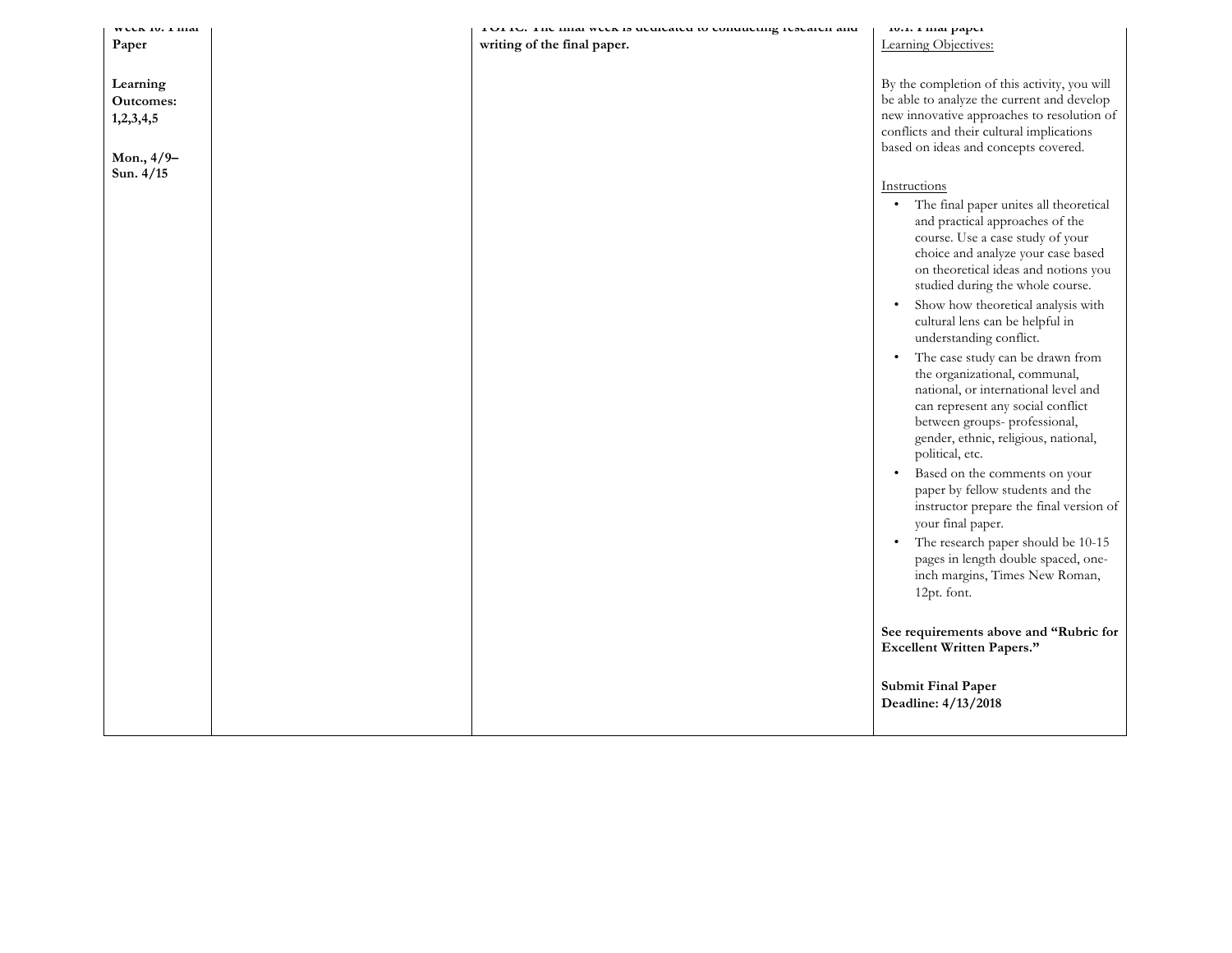| | | | |
|---|---|---|---|
| **Week 10: Final Paper**<br><br>**Learning Outcomes: 1,2,3,4,5**<br><br>**Mon., 4/9– Sun. 4/15** | | **TOPIC: The final week is dedicated to conducting research and writing of the final paper.** | **10.1: Final paper**<br>Learning Objectives:<br><br>By the completion of this activity, you will be able to analyze the current and develop new innovative approaches to resolution of conflicts and their cultural implications based on ideas and concepts covered.<br><br>Instructions<br>• The final paper unites all theoretical and practical approaches of the course. Use a case study of your choice and analyze your case based on theoretical ideas and notions you studied during the whole course.<br>• Show how theoretical analysis with cultural lens can be helpful in understanding conflict.<br>• The case study can be drawn from the organizational, communal, national, or international level and can represent any social conflict between groups- professional, gender, ethnic, religious, national, political, etc.<br>• Based on the comments on your paper by fellow students and the instructor prepare the final version of your final paper.<br>• The research paper should be 10-15 pages in length double spaced, one-inch margins, Times New Roman, 12pt. font.<br><br>**See requirements above and "Rubric for Excellent Written Papers."**<br><br>**Submit Final Paper**<br>**Deadline: 4/13/2018** |